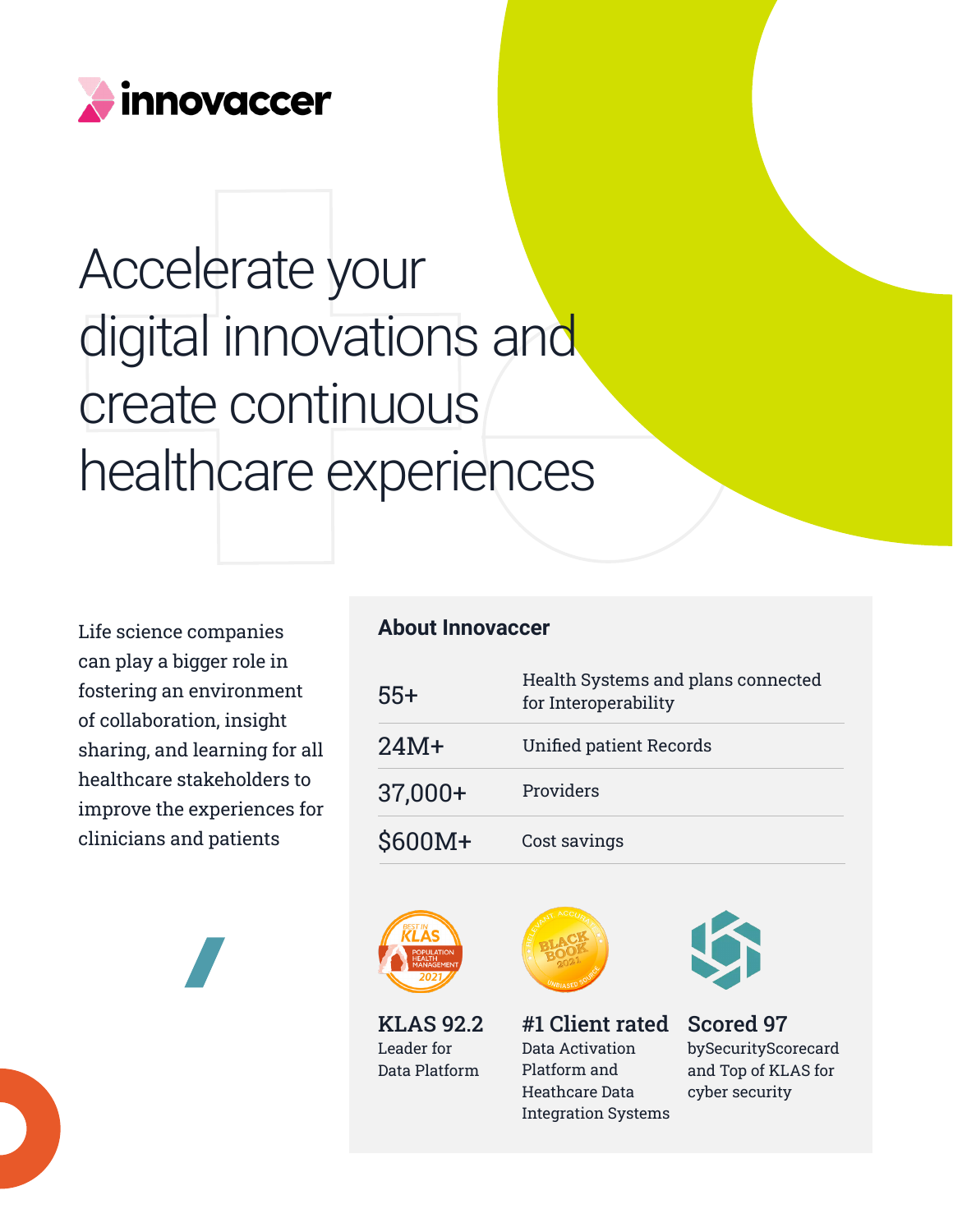innovaccer

# Accelerate your digital innovations and create continuous healthcare experiences

Life science companies can play a bigger role in fostering an environment of collaboration, insight sharing, and learning for all healthcare stakeholders to improve the experiences for clinicians and patients

## About Innovaccer

| | |
|---|---|
| 55+ | Health Systems and plans connected for Interoperability |
| 24M+ | Unified patient Records |
| 37,000+ | Providers |
| $600M+ | Cost savings |

**KLAS 92.2**
Leader for Data Platform

**#1 Client rated**
Data Activation Platform and Heathcare Data Integration Systems

**Scored 97**
bySecurityScorecard and Top of KLAS for cyber security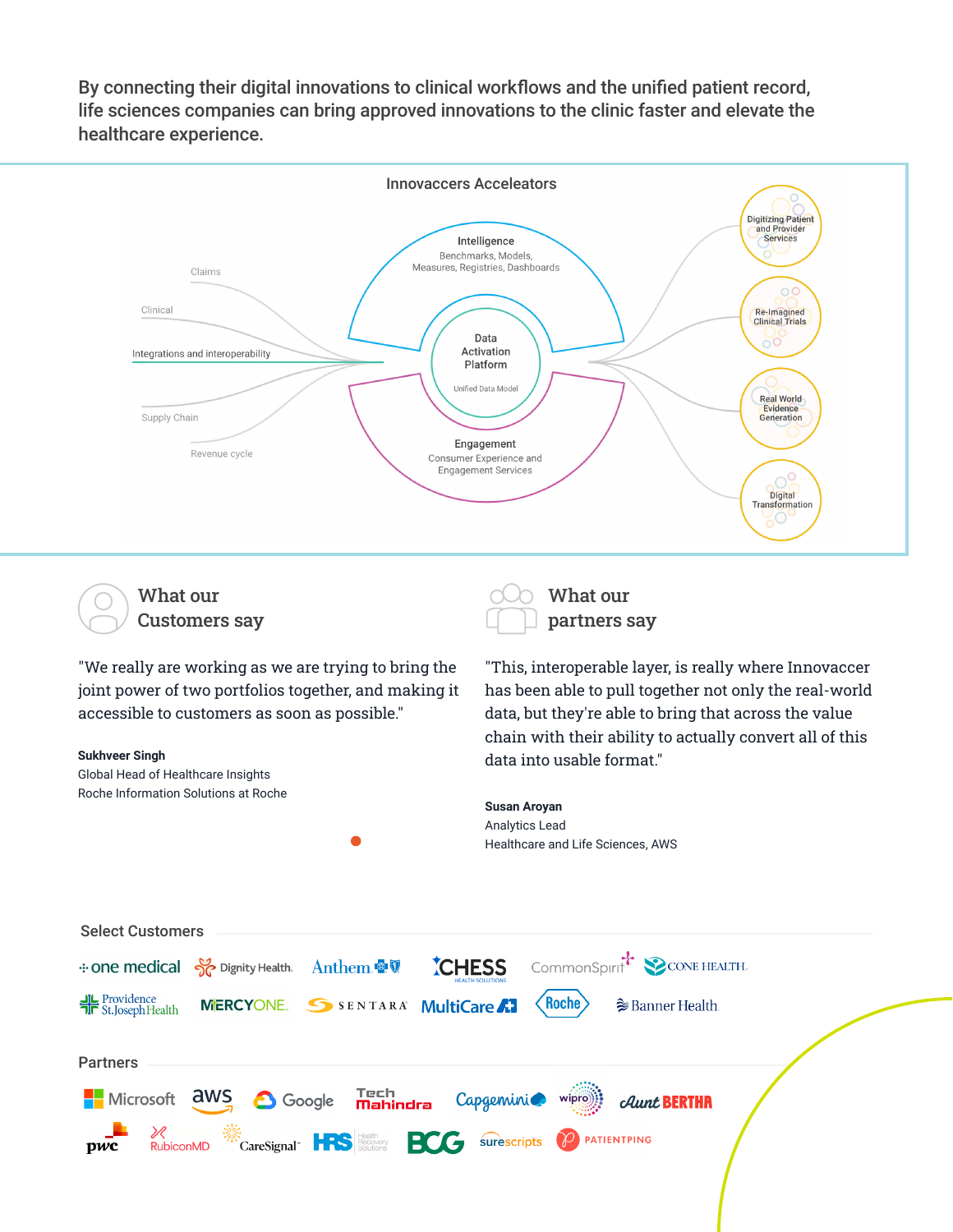By connecting their digital innovations to clinical workflows and the unified patient record, life sciences companies can bring approved innovations to the clinic faster and elevate the healthcare experience.

## Innovaccers Acceleators

- Claims
- Clinical
- Integrations and interoperability
- Supply Chain
- Revenue cycle

**Intelligence**
Benchmarks, Models, Measures, Registries, Dashboards

**Data Activation Platform**
Unified Data Model

**Engagement**
Consumer Experience and Engagement Services

- Digitizing Patient and Provider Services
- Re-Imagined Clinical Trials
- Real World Evidence Generation
- Digital Transformation

## What our Customers say

"We really are working as we are trying to bring the joint power of two portfolios together, and making it accessible to customers as soon as possible."

**Sukhveer Singh**
Global Head of Healthcare Insights
Roche Information Solutions at Roche

## What our partners say

"This, interoperable layer, is really where Innovaccer has been able to pull together not only the real-world data, but they're able to bring that across the value chain with their ability to actually convert all of this data into usable format."

**Susan Aroyan**
Analytics Lead
Healthcare and Life Sciences, AWS

## Select Customers

one medical, Dignity Health, Anthem, CHESS Health Solutions, CommonSpirit, Cone Health, Providence St.Joseph Health, MercyOne, Sentara, MultiCare, Roche, Banner Health

## Partners

Microsoft, aws, Google, Tech Mahindra, Capgemini, wipro, Aunt Bertha, pwc, RubiconMD, CareSignal, HRS Health Recovery Solutions, BCG, surescripts, PatientPing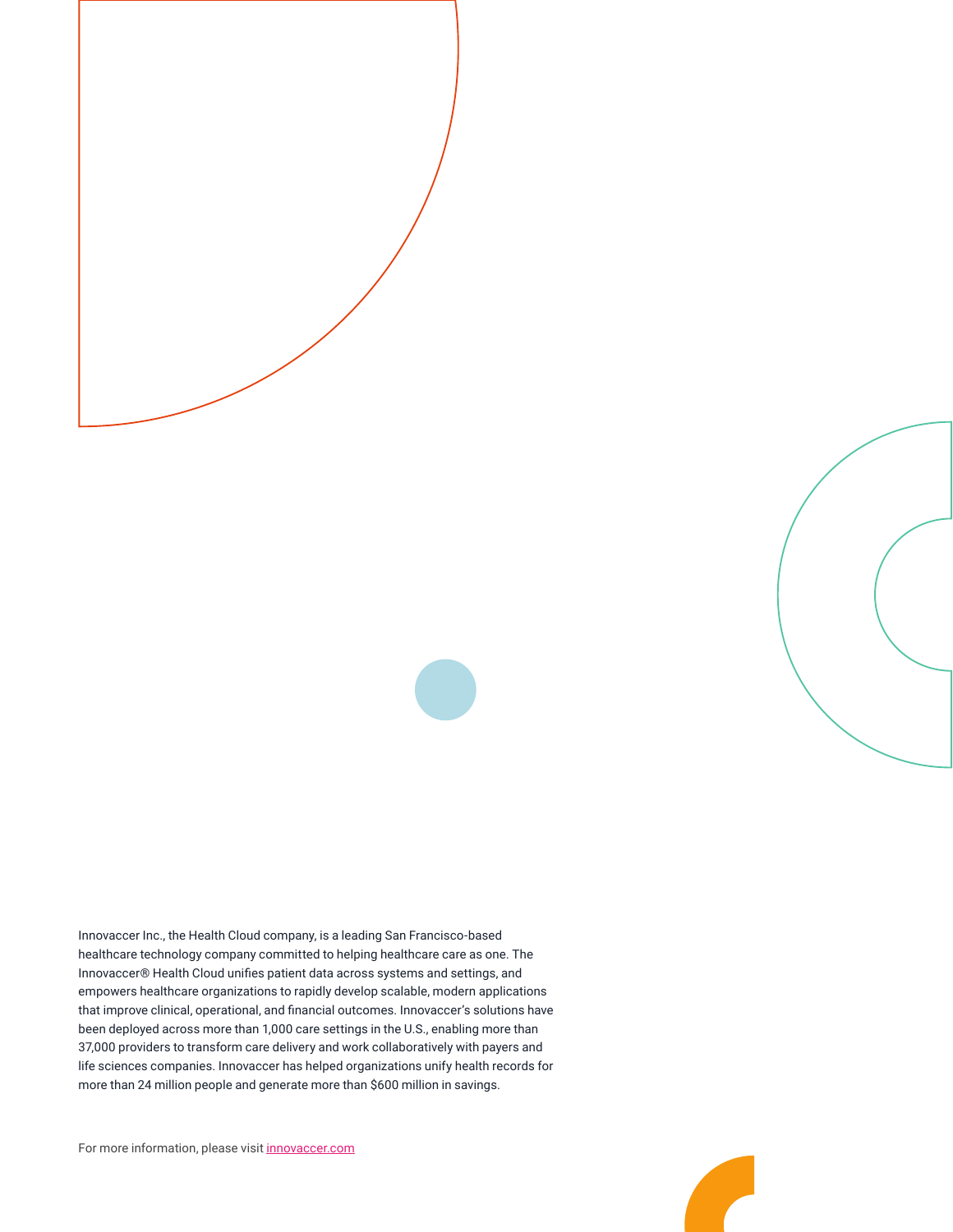Innovaccer Inc., the Health Cloud company, is a leading San Francisco-based healthcare technology company committed to helping healthcare care as one. The Innovaccer® Health Cloud unifies patient data across systems and settings, and empowers healthcare organizations to rapidly develop scalable, modern applications that improve clinical, operational, and financial outcomes. Innovaccer's solutions have been deployed across more than 1,000 care settings in the U.S., enabling more than 37,000 providers to transform care delivery and work collaboratively with payers and life sciences companies. Innovaccer has helped organizations unify health records for more than 24 million people and generate more than $600 million in savings.

For more information, please visit [innovaccer.com](innovaccer.com)